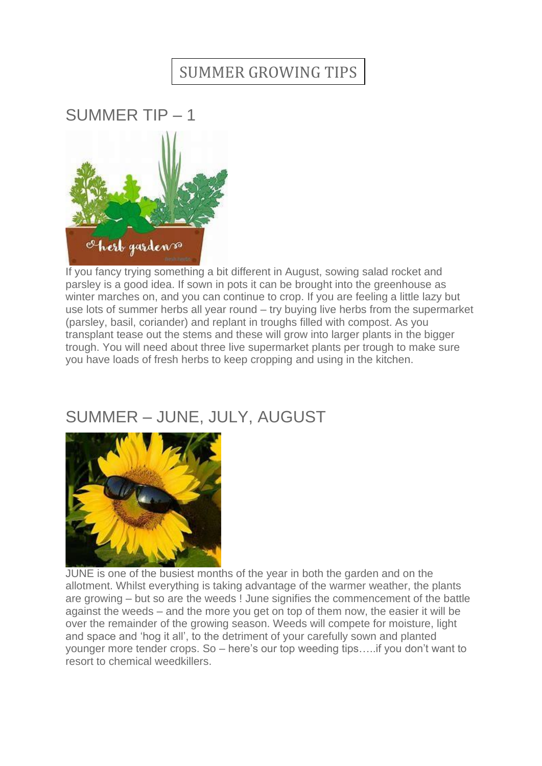# SUMMER GROWING TIPS

## SUMMER TIP – 1

If you fancy trying something a bit different in August, sowing salad rocket and parsley is a good idea. If sown in pots it can be brought into the greenhouse as winter marches on, and you can continue to crop. If you are feeling a little lazy but use lots of summer herbs all year round – try buying live herbs from the supermarket (parsley, basil, coriander) and replant in troughs filled with compost. As you transplant tease out the stems and these will grow into larger plants in the bigger trough. You will need about three live supermarket plants per trough to make sure you have loads of fresh herbs to keep cropping and using in the kitchen.

## SUMMER – JUNE, JULY, AUGUST

JUNE is one of the busiest months of the year in both the garden and on the allotment. Whilst everything is taking advantage of the warmer weather, the plants are growing – but so are the weeds ! June signifies the commencement of the battle against the weeds – and the more you get on top of them now, the easier it will be over the remainder of the growing season. Weeds will compete for moisture, light and space and 'hog it all', to the detriment of your carefully sown and planted younger more tender crops. So – here's our top weeding tips…..if you don't want to resort to chemical weedkillers.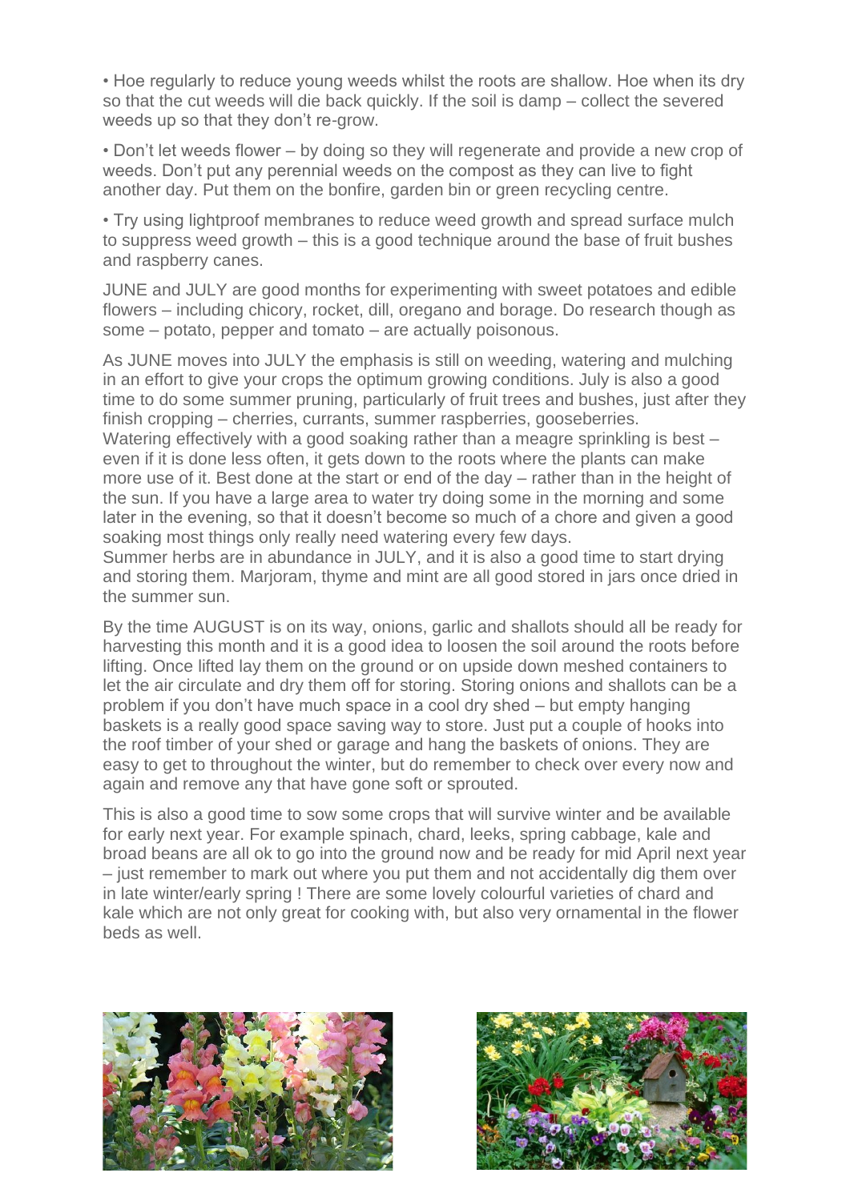• Hoe regularly to reduce young weeds whilst the roots are shallow. Hoe when its dry so that the cut weeds will die back quickly. If the soil is damp – collect the severed weeds up so that they don't re-grow.

• Don't let weeds flower – by doing so they will regenerate and provide a new crop of weeds. Don't put any perennial weeds on the compost as they can live to fight another day. Put them on the bonfire, garden bin or green recycling centre.

• Try using lightproof membranes to reduce weed growth and spread surface mulch to suppress weed growth – this is a good technique around the base of fruit bushes and raspberry canes.

JUNE and JULY are good months for experimenting with sweet potatoes and edible flowers – including chicory, rocket, dill, oregano and borage. Do research though as some – potato, pepper and tomato – are actually poisonous.

As JUNE moves into JULY the emphasis is still on weeding, watering and mulching in an effort to give your crops the optimum growing conditions. July is also a good time to do some summer pruning, particularly of fruit trees and bushes, just after they finish cropping – cherries, currants, summer raspberries, gooseberries.
Watering effectively with a good soaking rather than a meagre sprinkling is best – even if it is done less often, it gets down to the roots where the plants can make more use of it. Best done at the start or end of the day – rather than in the height of the sun. If you have a large area to water try doing some in the morning and some later in the evening, so that it doesn't become so much of a chore and given a good soaking most things only really need watering every few days.
Summer herbs are in abundance in JULY, and it is also a good time to start drying and storing them. Marjoram, thyme and mint are all good stored in jars once dried in the summer sun.

By the time AUGUST is on its way, onions, garlic and shallots should all be ready for harvesting this month and it is a good idea to loosen the soil around the roots before lifting. Once lifted lay them on the ground or on upside down meshed containers to let the air circulate and dry them off for storing. Storing onions and shallots can be a problem if you don't have much space in a cool dry shed – but empty hanging baskets is a really good space saving way to store. Just put a couple of hooks into the roof timber of your shed or garage and hang the baskets of onions. They are easy to get to throughout the winter, but do remember to check over every now and again and remove any that have gone soft or sprouted.

This is also a good time to sow some crops that will survive winter and be available for early next year. For example spinach, chard, leeks, spring cabbage, kale and broad beans are all ok to go into the ground now and be ready for mid April next year – just remember to mark out where you put them and not accidentally dig them over in late winter/early spring ! There are some lovely colourful varieties of chard and kale which are not only great for cooking with, but also very ornamental in the flower beds as well.